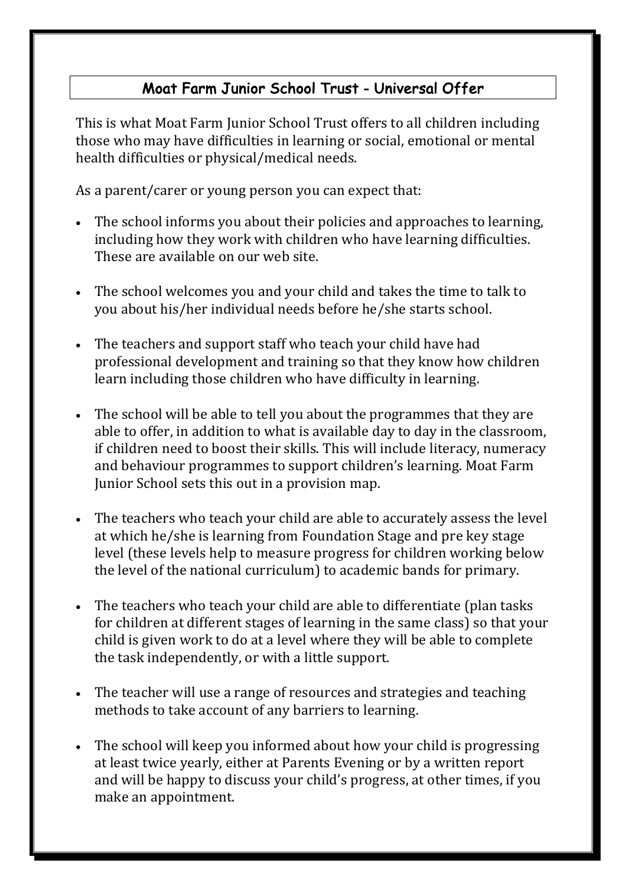# Moat Farm Junior School Trust - Universal Offer

This is what Moat Farm Junior School Trust offers to all children including those who may have difficulties in learning or social, emotional or mental health difficulties or physical/medical needs.

As a parent/carer or young person you can expect that:

- The school informs you about their policies and approaches to learning, including how they work with children who have learning difficulties. These are available on our web site.

- The school welcomes you and your child and takes the time to talk to you about his/her individual needs before he/she starts school.

- The teachers and support staff who teach your child have had professional development and training so that they know how children learn including those children who have difficulty in learning.

- The school will be able to tell you about the programmes that they are able to offer, in addition to what is available day to day in the classroom, if children need to boost their skills. This will include literacy, numeracy and behaviour programmes to support children's learning. Moat Farm Junior School sets this out in a provision map.

- The teachers who teach your child are able to accurately assess the level at which he/she is learning from Foundation Stage and pre key stage level (these levels help to measure progress for children working below the level of the national curriculum) to academic bands for primary.

- The teachers who teach your child are able to differentiate (plan tasks for children at different stages of learning in the same class) so that your child is given work to do at a level where they will be able to complete the task independently, or with a little support.

- The teacher will use a range of resources and strategies and teaching methods to take account of any barriers to learning.

- The school will keep you informed about how your child is progressing at least twice yearly, either at Parents Evening or by a written report and will be happy to discuss your child's progress, at other times, if you make an appointment.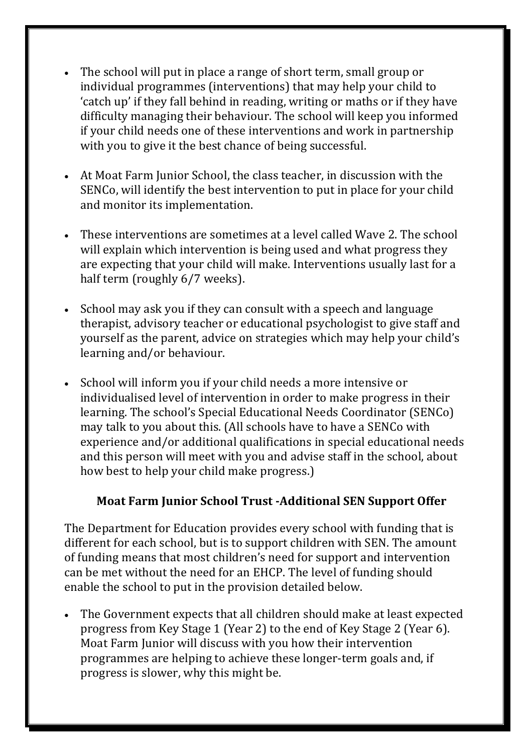- The school will put in place a range of short term, small group or individual programmes (interventions) that may help your child to 'catch up' if they fall behind in reading, writing or maths or if they have difficulty managing their behaviour. The school will keep you informed if your child needs one of these interventions and work in partnership with you to give it the best chance of being successful.

- At Moat Farm Junior School, the class teacher, in discussion with the SENCo, will identify the best intervention to put in place for your child and monitor its implementation.

- These interventions are sometimes at a level called Wave 2. The school will explain which intervention is being used and what progress they are expecting that your child will make. Interventions usually last for a half term (roughly 6/7 weeks).

- School may ask you if they can consult with a speech and language therapist, advisory teacher or educational psychologist to give staff and yourself as the parent, advice on strategies which may help your child's learning and/or behaviour.

- School will inform you if your child needs a more intensive or individualised level of intervention in order to make progress in their learning. The school's Special Educational Needs Coordinator (SENCo) may talk to you about this. (All schools have to have a SENCo with experience and/or additional qualifications in special educational needs and this person will meet with you and advise staff in the school, about how best to help your child make progress.)

**Moat Farm Junior School Trust -Additional SEN Support Offer**

The Department for Education provides every school with funding that is different for each school, but is to support children with SEN. The amount of funding means that most children's need for support and intervention can be met without the need for an EHCP. The level of funding should enable the school to put in the provision detailed below.

- The Government expects that all children should make at least expected progress from Key Stage 1 (Year 2) to the end of Key Stage 2 (Year 6). Moat Farm Junior will discuss with you how their intervention programmes are helping to achieve these longer-term goals and, if progress is slower, why this might be.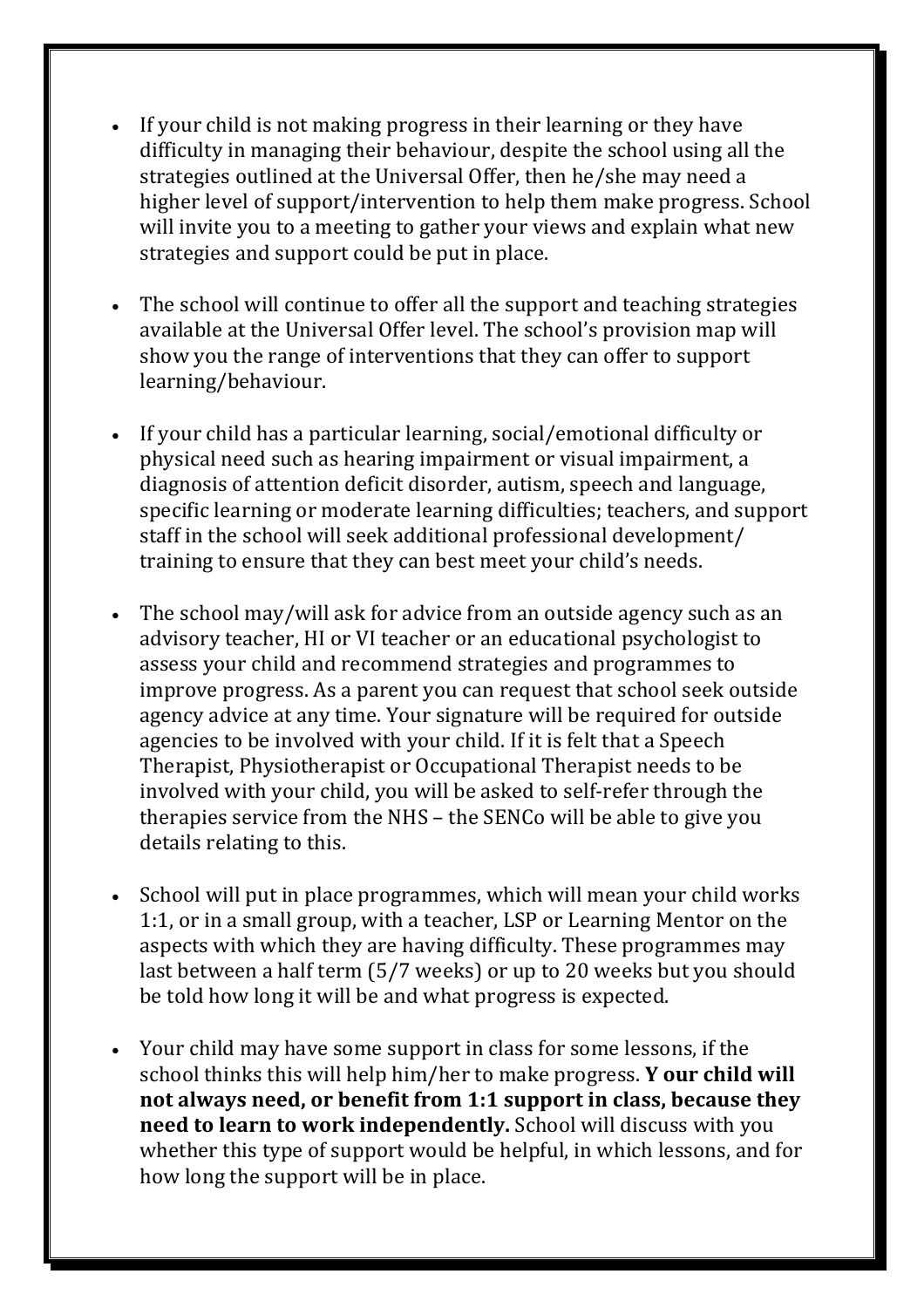- If your child is not making progress in their learning or they have difficulty in managing their behaviour, despite the school using all the strategies outlined at the Universal Offer, then he/she may need a higher level of support/intervention to help them make progress. School will invite you to a meeting to gather your views and explain what new strategies and support could be put in place.

- The school will continue to offer all the support and teaching strategies available at the Universal Offer level. The school's provision map will show you the range of interventions that they can offer to support learning/behaviour.

- If your child has a particular learning, social/emotional difficulty or physical need such as hearing impairment or visual impairment, a diagnosis of attention deficit disorder, autism, speech and language, specific learning or moderate learning difficulties; teachers, and support staff in the school will seek additional professional development/ training to ensure that they can best meet your child's needs.

- The school may/will ask for advice from an outside agency such as an advisory teacher, HI or VI teacher or an educational psychologist to assess your child and recommend strategies and programmes to improve progress. As a parent you can request that school seek outside agency advice at any time. Your signature will be required for outside agencies to be involved with your child. If it is felt that a Speech Therapist, Physiotherapist or Occupational Therapist needs to be involved with your child, you will be asked to self-refer through the therapies service from the NHS – the SENCo will be able to give you details relating to this.

- School will put in place programmes, which will mean your child works 1:1, or in a small group, with a teacher, LSP or Learning Mentor on the aspects with which they are having difficulty. These programmes may last between a half term (5/7 weeks) or up to 20 weeks but you should be told how long it will be and what progress is expected.

- Your child may have some support in class for some lessons, if the school thinks this will help him/her to make progress. **Y our child will not always need, or benefit from 1:1 support in class, because they need to learn to work independently.** School will discuss with you whether this type of support would be helpful, in which lessons, and for how long the support will be in place.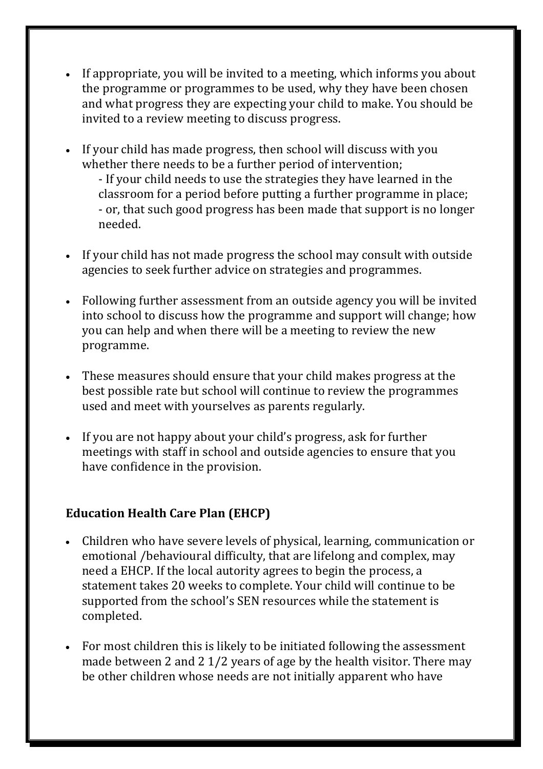- If appropriate, you will be invited to a meeting, which informs you about the programme or programmes to be used, why they have been chosen and what progress they are expecting your child to make. You should be invited to a review meeting to discuss progress.

- If your child has made progress, then school will discuss with you whether there needs to be a further period of intervention;
  - If your child needs to use the strategies they have learned in the classroom for a period before putting a further programme in place;
  - or, that such good progress has been made that support is no longer needed.

- If your child has not made progress the school may consult with outside agencies to seek further advice on strategies and programmes.

- Following further assessment from an outside agency you will be invited into school to discuss how the programme and support will change; how you can help and when there will be a meeting to review the new programme.

- These measures should ensure that your child makes progress at the best possible rate but school will continue to review the programmes used and meet with yourselves as parents regularly.

- If you are not happy about your child's progress, ask for further meetings with staff in school and outside agencies to ensure that you have confidence in the provision.

**Education Health Care Plan (EHCP)**

- Children who have severe levels of physical, learning, communication or emotional /behavioural difficulty, that are lifelong and complex, may need a EHCP. If the local autority agrees to begin the process, a statement takes 20 weeks to complete. Your child will continue to be supported from the school's SEN resources while the statement is completed.

- For most children this is likely to be initiated following the assessment made between 2 and 2 1/2 years of age by the health visitor. There may be other children whose needs are not initially apparent who have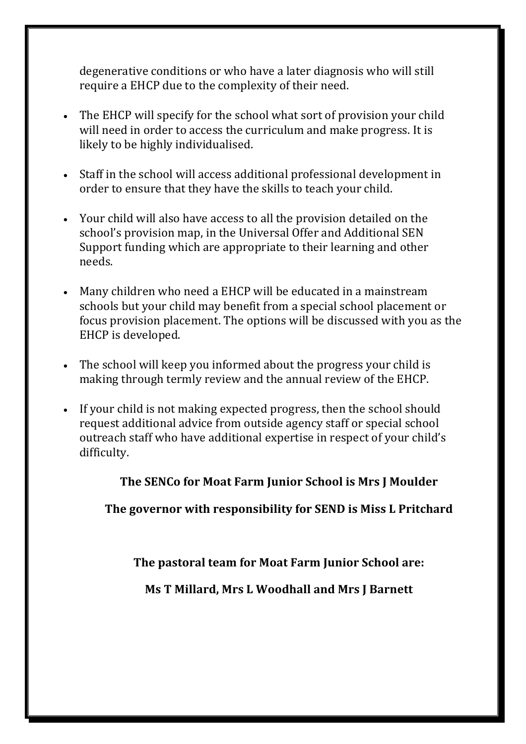degenerative conditions or who have a later diagnosis who will still require a EHCP due to the complexity of their need.

- The EHCP will specify for the school what sort of provision your child will need in order to access the curriculum and make progress. It is likely to be highly individualised.

- Staff in the school will access additional professional development in order to ensure that they have the skills to teach your child.

- Your child will also have access to all the provision detailed on the school's provision map, in the Universal Offer and Additional SEN Support funding which are appropriate to their learning and other needs.

- Many children who need a EHCP will be educated in a mainstream schools but your child may benefit from a special school placement or focus provision placement. The options will be discussed with you as the EHCP is developed.

- The school will keep you informed about the progress your child is making through termly review and the annual review of the EHCP.

- If your child is not making expected progress, then the school should request additional advice from outside agency staff or special school outreach staff who have additional expertise in respect of your child's difficulty.

**The SENCo for Moat Farm Junior School is Mrs J Moulder**

**The governor with responsibility for SEND is Miss L Pritchard**

**The pastoral team for Moat Farm Junior School are:**

**Ms T Millard, Mrs L Woodhall and Mrs J Barnett**